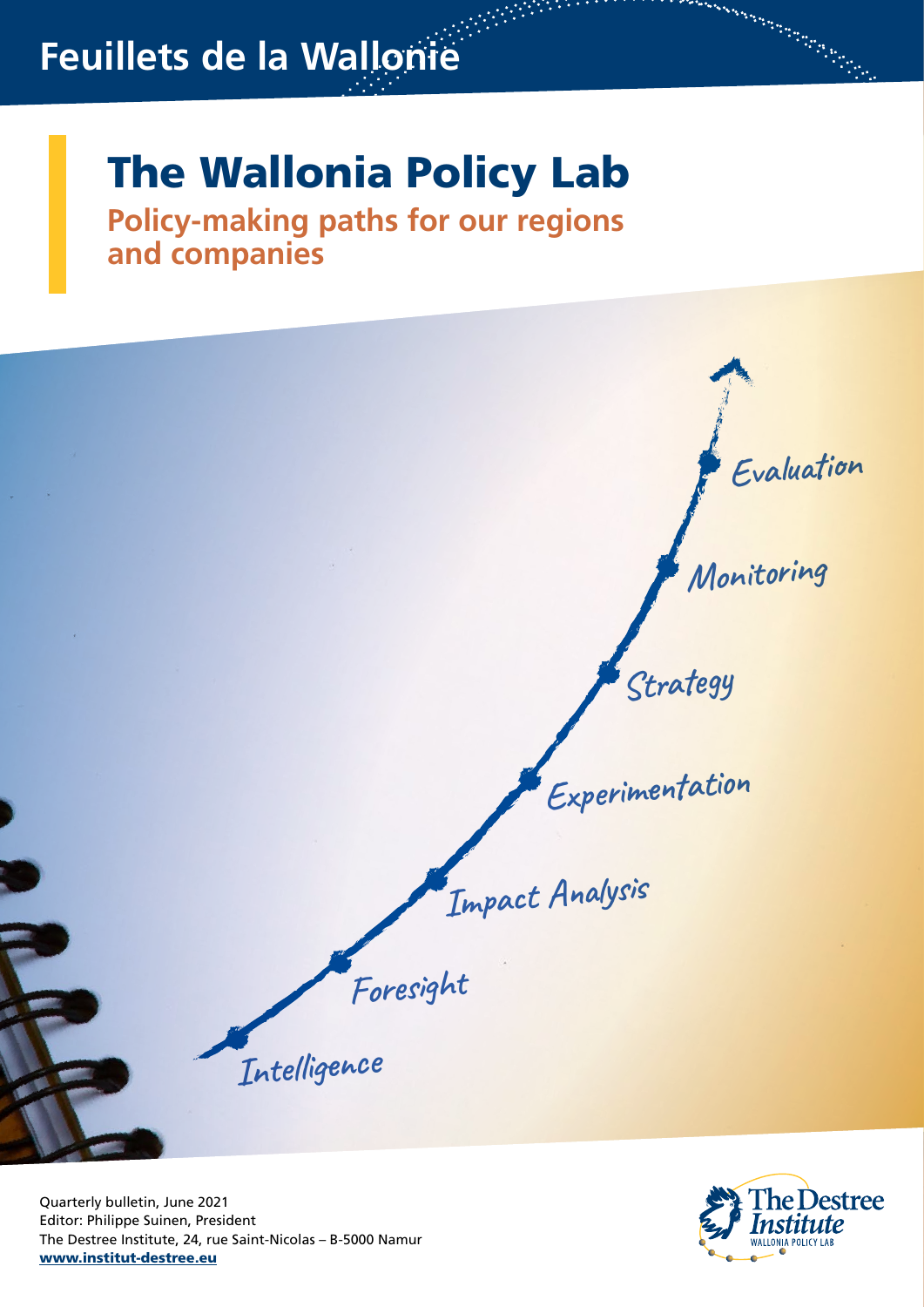Feuillets de la Wallonie

# The Wallonia Policy Lab

## Policy-making paths for our regions and companies

Evaluation

Monitoring

Strategy

Experimentation

Impact Analysis

Foresight

Intelligence

Quarterly bulletin, June 2021
Editor: Philippe Suinen, President
The Destree Institute, 24, rue Saint-Nicolas – B-5000 Namur
**www.institut-destree.eu**

The Destree Institute
WALLONIA POLICY LAB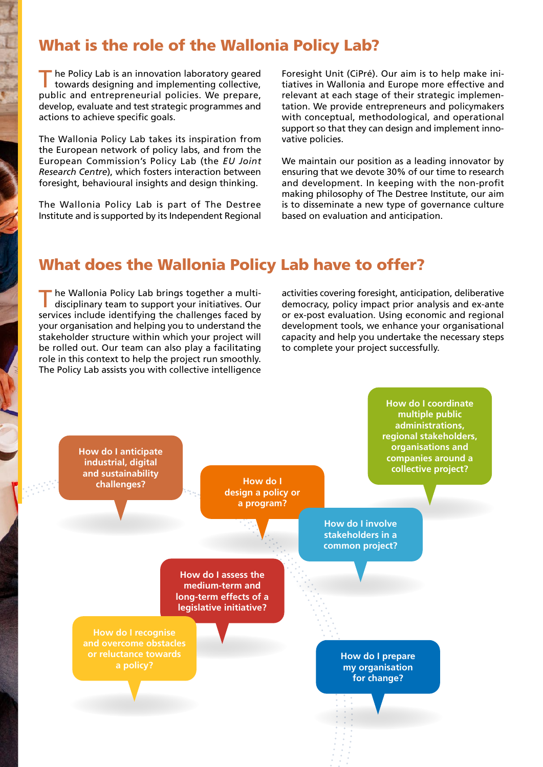## What is the role of the Wallonia Policy Lab?

The Policy Lab is an innovation laboratory geared towards designing and implementing collective, public and entrepreneurial policies. We prepare, develop, evaluate and test strategic programmes and actions to achieve specific goals.

The Wallonia Policy Lab takes its inspiration from the European network of policy labs, and from the European Commission's Policy Lab (the *EU Joint Research Centre*), which fosters interaction between foresight, behavioural insights and design thinking.

The Wallonia Policy Lab is part of The Destree Institute and is supported by its Independent Regional Foresight Unit (CiPré). Our aim is to help make initiatives in Wallonia and Europe more effective and relevant at each stage of their strategic implementation. We provide entrepreneurs and policymakers with conceptual, methodological, and operational support so that they can design and implement innovative policies.

We maintain our position as a leading innovator by ensuring that we devote 30% of our time to research and development. In keeping with the non-profit making philosophy of The Destree Institute, our aim is to disseminate a new type of governance culture based on evaluation and anticipation.

## What does the Wallonia Policy Lab have to offer?

The Wallonia Policy Lab brings together a multidisciplinary team to support your initiatives. Our services include identifying the challenges faced by your organisation and helping you to understand the stakeholder structure within which your project will be rolled out. Our team can also play a facilitating role in this context to help the project run smoothly. The Policy Lab assists you with collective intelligence activities covering foresight, anticipation, deliberative democracy, policy impact prior analysis and ex-ante or ex-post evaluation. Using economic and regional development tools, we enhance your organisational capacity and help you undertake the necessary steps to complete your project successfully.

- How do I anticipate industrial, digital and sustainability challenges?
- How do I design a policy or a program?
- How do I coordinate multiple public administrations, regional stakeholders, organisations and companies around a collective project?
- How do I involve stakeholders in a common project?
- How do I assess the medium-term and long-term effects of a legislative initiative?
- How do I recognise and overcome obstacles or reluctance towards a policy?
- How do I prepare my organisation for change?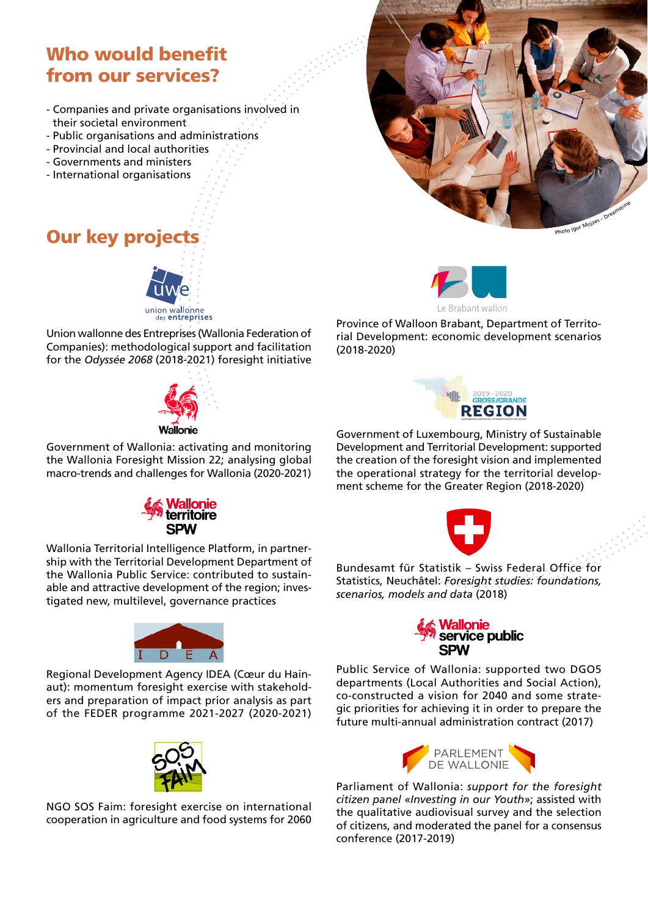## Who would benefit from our services?

- Companies and private organisations involved in their societal environment
- Public organisations and administrations
- Provincial and local authorities
- Governments and ministers
- International organisations

Photo Igor Mojzes – Dreamstime

## Our key projects

Union wallonne des Entreprises (Wallonia Federation of Companies): methodological support and facilitation for the *Odyssée 2068* (2018-2021) foresight initiative

Government of Wallonia: activating and monitoring the Wallonia Foresight Mission 22; analysing global macro-trends and challenges for Wallonia (2020-2021)

Wallonia Territorial Intelligence Platform, in partnership with the Territorial Development Department of the Wallonia Public Service: contributed to sustainable and attractive development of the region; investigated new, multilevel, governance practices

Regional Development Agency IDEA (Cœur du Hainaut): momentum foresight exercise with stakeholders and preparation of impact prior analysis as part of the FEDER programme 2021-2027 (2020-2021)

NGO SOS Faim: foresight exercise on international cooperation in agriculture and food systems for 2060

Province of Walloon Brabant, Department of Territorial Development: economic development scenarios (2018-2020)

Government of Luxembourg, Ministry of Sustainable Development and Territorial Development: supported the creation of the foresight vision and implemented the operational strategy for the territorial development scheme for the Greater Region (2018-2020)

Bundesamt für Statistik – Swiss Federal Office for Statistics, Neuchâtel: *Foresight studies: foundations, scenarios, models and data* (2018)

Public Service of Wallonia: supported two DGO5 departments (Local Authorities and Social Action), co-constructed a vision for 2040 and some strategic priorities for achieving it in order to prepare the future multi-annual administration contract (2017)

Parliament of Wallonia: *support for the foresight citizen panel «Investing in our Youth»*; assisted with the qualitative audiovisual survey and the selection of citizens, and moderated the panel for a consensus conference (2017-2019)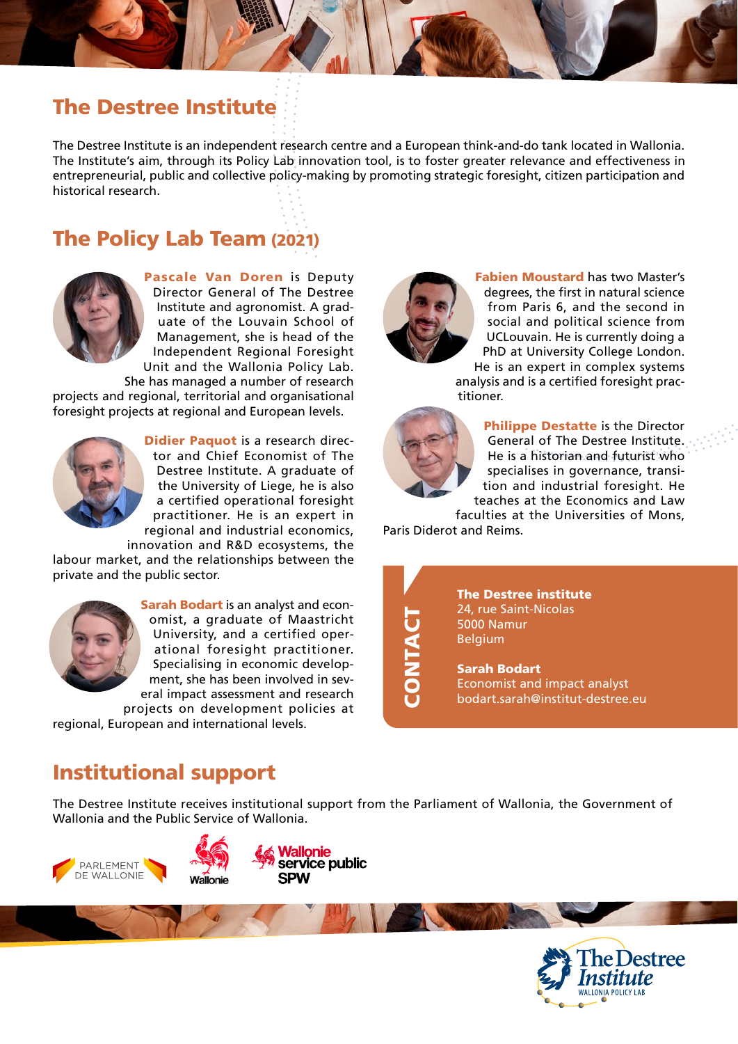## The Destree Institute

The Destree Institute is an independent research centre and a European think-and-do tank located in Wallonia. The Institute's aim, through its Policy Lab innovation tool, is to foster greater relevance and effectiveness in entrepreneurial, public and collective policy-making by promoting strategic foresight, citizen participation and historical research.

## The Policy Lab Team (2021)

**Pascale Van Doren** is Deputy Director General of The Destree Institute and agronomist. A graduate of the Louvain School of Management, she is head of the Independent Regional Foresight Unit and the Wallonia Policy Lab. She has managed a number of research projects and regional, territorial and organisational foresight projects at regional and European levels.

**Didier Paquot** is a research director and Chief Economist of The Destree Institute. A graduate of the University of Liege, he is also a certified operational foresight practitioner. He is an expert in regional and industrial economics, innovation and R&D ecosystems, the labour market, and the relationships between the private and the public sector.

**Sarah Bodart** is an analyst and economist, a graduate of Maastricht University, and a certified operational foresight practitioner. Specialising in economic development, she has been involved in several impact assessment and research projects on development policies at regional, European and international levels.

**Fabien Moustard** has two Master's degrees, the first in natural science from Paris 6, and the second in social and political science from UCLouvain. He is currently doing a PhD at University College London. He is an expert in complex systems analysis and is a certified foresight practitioner.

**Philippe Destatte** is the Director General of The Destree Institute. He is a historian and futurist who specialises in governance, transition and industrial foresight. He teaches at the Economics and Law faculties at the Universities of Mons, Paris Diderot and Reims.

### CONTACT

**The Destree institute**
24, rue Saint-Nicolas
5000 Namur
Belgium

**Sarah Bodart**
Economist and impact analyst
bodart.sarah@institut-destree.eu

## Institutional support

The Destree Institute receives institutional support from the Parliament of Wallonia, the Government of Wallonia and the Public Service of Wallonia.

PARLEMENT DE WALLONIE

Wallonie

Wallonie service public SPW

The Destree Institute
WALLONIA POLICY LAB